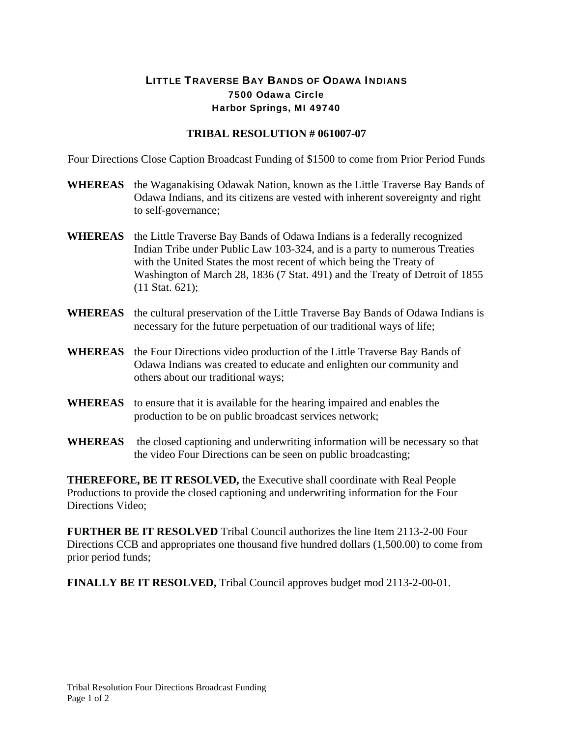**LITTLE TRAVERSE BAY BANDS OF ODAWA INDIANS**
**7500 Odawa Circle**
**Harbor Springs, MI 49740**

# TRIBAL RESOLUTION # 061007-07

Four Directions Close Caption Broadcast Funding of $1500 to come from Prior Period Funds

**WHEREAS** the Waganakising Odawak Nation, known as the Little Traverse Bay Bands of Odawa Indians, and its citizens are vested with inherent sovereignty and right to self-governance;

**WHEREAS** the Little Traverse Bay Bands of Odawa Indians is a federally recognized Indian Tribe under Public Law 103-324, and is a party to numerous Treaties with the United States the most recent of which being the Treaty of Washington of March 28, 1836 (7 Stat. 491) and the Treaty of Detroit of 1855 (11 Stat. 621);

**WHEREAS** the cultural preservation of the Little Traverse Bay Bands of Odawa Indians is necessary for the future perpetuation of our traditional ways of life;

**WHEREAS** the Four Directions video production of the Little Traverse Bay Bands of Odawa Indians was created to educate and enlighten our community and others about our traditional ways;

**WHEREAS** to ensure that it is available for the hearing impaired and enables the production to be on public broadcast services network;

**WHEREAS** the closed captioning and underwriting information will be necessary so that the video Four Directions can be seen on public broadcasting;

**THEREFORE, BE IT RESOLVED,** the Executive shall coordinate with Real People Productions to provide the closed captioning and underwriting information for the Four Directions Video;

**FURTHER BE IT RESOLVED** Tribal Council authorizes the line Item 2113-2-00 Four Directions CCB and appropriates one thousand five hundred dollars (1,500.00) to come from prior period funds;

**FINALLY BE IT RESOLVED,** Tribal Council approves budget mod 2113-2-00-01.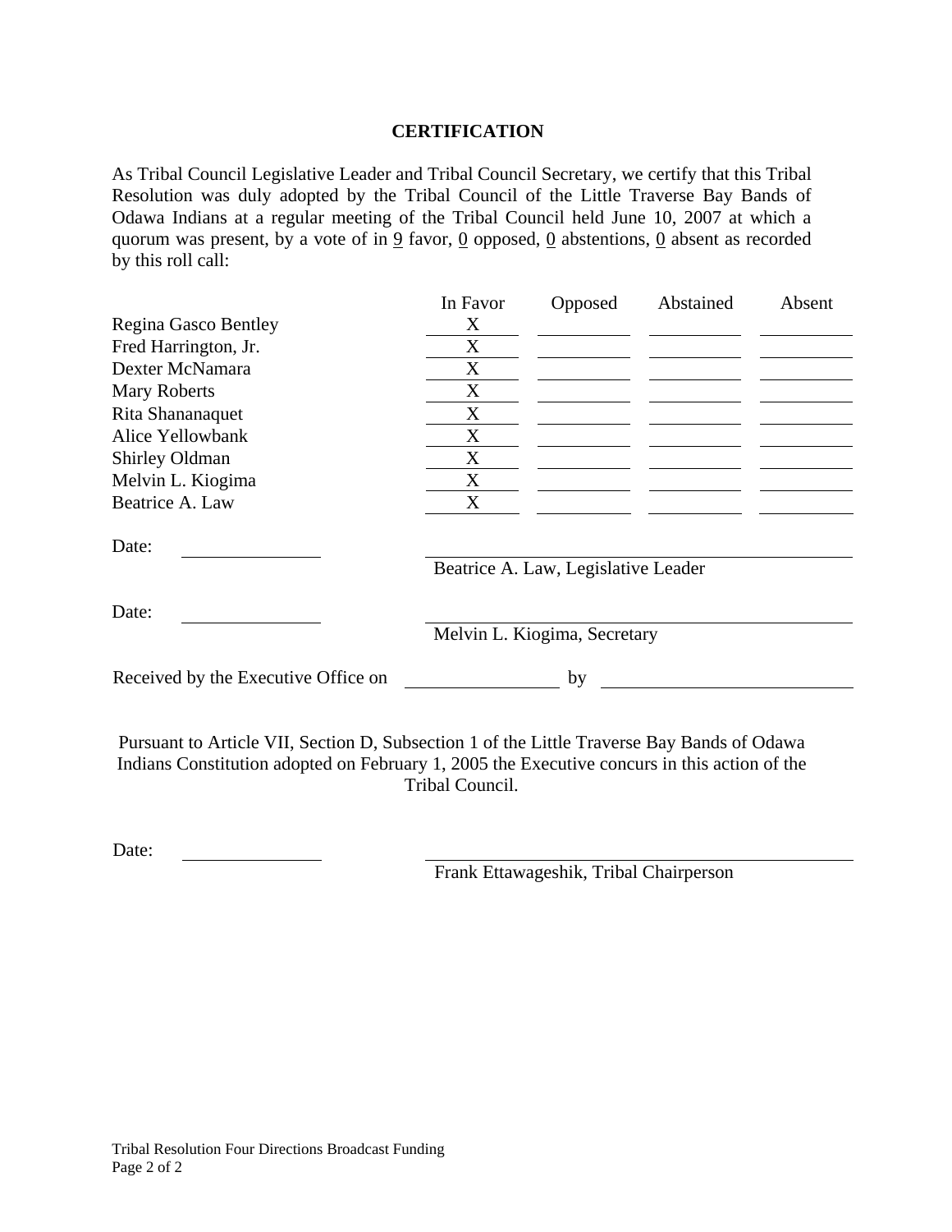## CERTIFICATION

As Tribal Council Legislative Leader and Tribal Council Secretary, we certify that this Tribal Resolution was duly adopted by the Tribal Council of the Little Traverse Bay Bands of Odawa Indians at a regular meeting of the Tribal Council held June 10, 2007 at which a quorum was present, by a vote of in 9 favor, 0 opposed, 0 abstentions, 0 absent as recorded by this roll call:

| | In Favor | Opposed | Abstained | Absent |
|---|---|---|---|---|
| Regina Gasco Bentley | X | | | |
| Fred Harrington, Jr. | X | | | |
| Dexter McNamara | X | | | |
| Mary Roberts | X | | | |
| Rita Shananaquet | X | | | |
| Alice Yellowbank | X | | | |
| Shirley Oldman | X | | | |
| Melvin L. Kiogima | X | | | |
| Beatrice A. Law | X | | | |

Date: ______________

______________________________
Beatrice A. Law, Legislative Leader

Date: ______________

______________________________
Melvin L. Kiogima, Secretary

Received by the Executive Office on ______________ by ______________________

Pursuant to Article VII, Section D, Subsection 1 of the Little Traverse Bay Bands of Odawa Indians Constitution adopted on February 1, 2005 the Executive concurs in this action of the Tribal Council.

Date: ______________

______________________________
Frank Ettawageshik, Tribal Chairperson

Tribal Resolution Four Directions Broadcast Funding